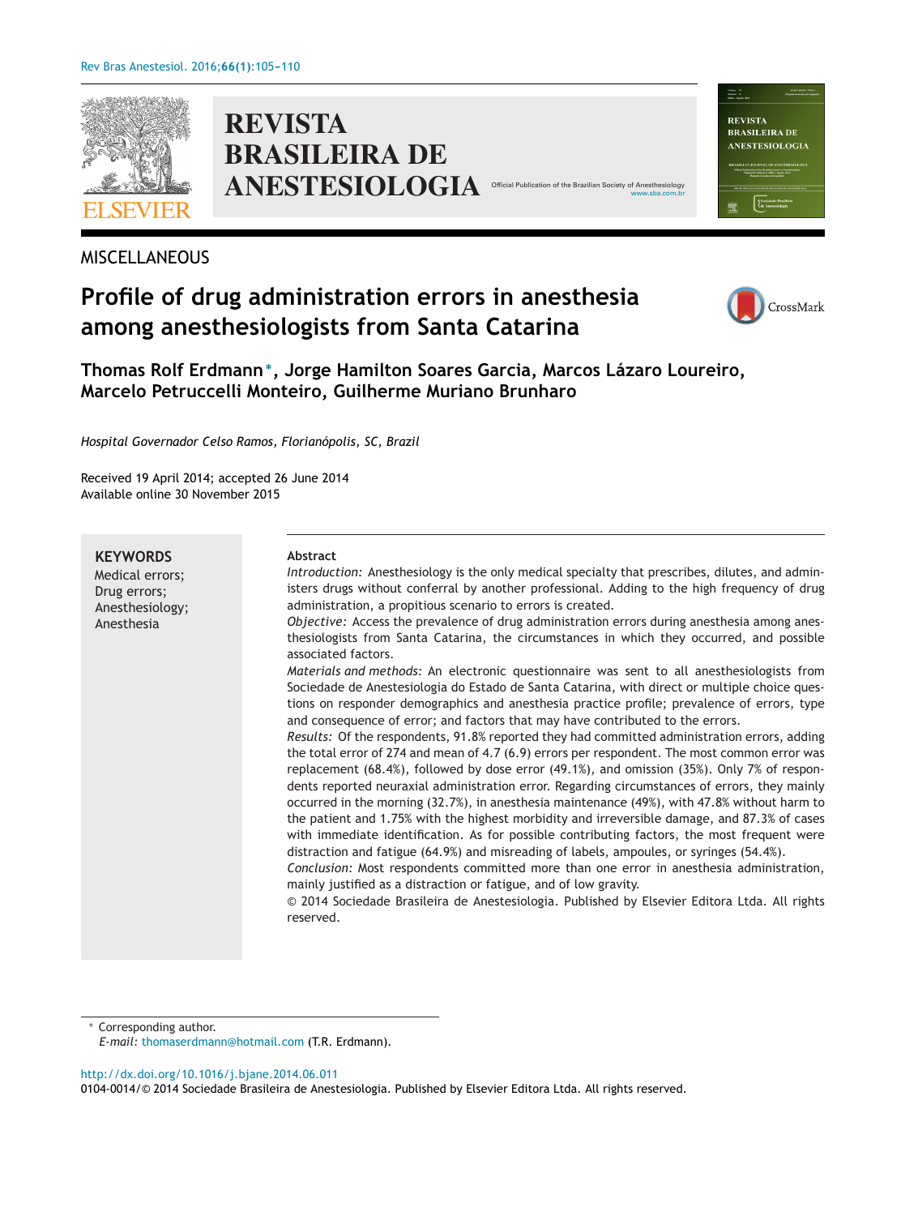MISCELLANEOUS

# Profile of drug administration errors in anesthesia among anesthesiologists from Santa Catarina

**Thomas Rolf Erdmann*, Jorge Hamilton Soares Garcia, Marcos Lázaro Loureiro, Marcelo Petruccelli Monteiro, Guilherme Muriano Brunharo**

*Hospital Governador Celso Ramos, Florianópolis, SC, Brazil*

Received 19 April 2014; accepted 26 June 2014
Available online 30 November 2015

**KEYWORDS**
Medical errors;
Drug errors;
Anesthesiology;
Anesthesia

**Abstract**

*Introduction:* Anesthesiology is the only medical specialty that prescribes, dilutes, and administers drugs without conferral by another professional. Adding to the high frequency of drug administration, a propitious scenario to errors is created.

*Objective:* Access the prevalence of drug administration errors during anesthesia among anesthesiologists from Santa Catarina, the circumstances in which they occurred, and possible associated factors.

*Materials and methods:* An electronic questionnaire was sent to all anesthesiologists from Sociedade de Anestesiologia do Estado de Santa Catarina, with direct or multiple choice questions on responder demographics and anesthesia practice profile; prevalence of errors, type and consequence of error; and factors that may have contributed to the errors.

*Results:* Of the respondents, 91.8% reported they had committed administration errors, adding the total error of 274 and mean of 4.7 (6.9) errors per respondent. The most common error was replacement (68.4%), followed by dose error (49.1%), and omission (35%). Only 7% of respondents reported neuraxial administration error. Regarding circumstances of errors, they mainly occurred in the morning (32.7%), in anesthesia maintenance (49%), with 47.8% without harm to the patient and 1.75% with the highest morbidity and irreversible damage, and 87.3% of cases with immediate identification. As for possible contributing factors, the most frequent were distraction and fatigue (64.9%) and misreading of labels, ampoules, or syringes (54.4%).

*Conclusion:* Most respondents committed more than one error in anesthesia administration, mainly justified as a distraction or fatigue, and of low gravity.

© 2014 Sociedade Brasileira de Anestesiologia. Published by Elsevier Editora Ltda. All rights reserved.

\* Corresponding author.
*E-mail:* thomaserdmann@hotmail.com (T.R. Erdmann).

http://dx.doi.org/10.1016/j.bjane.2014.06.011
0104-0014/© 2014 Sociedade Brasileira de Anestesiologia. Published by Elsevier Editora Ltda. All rights reserved.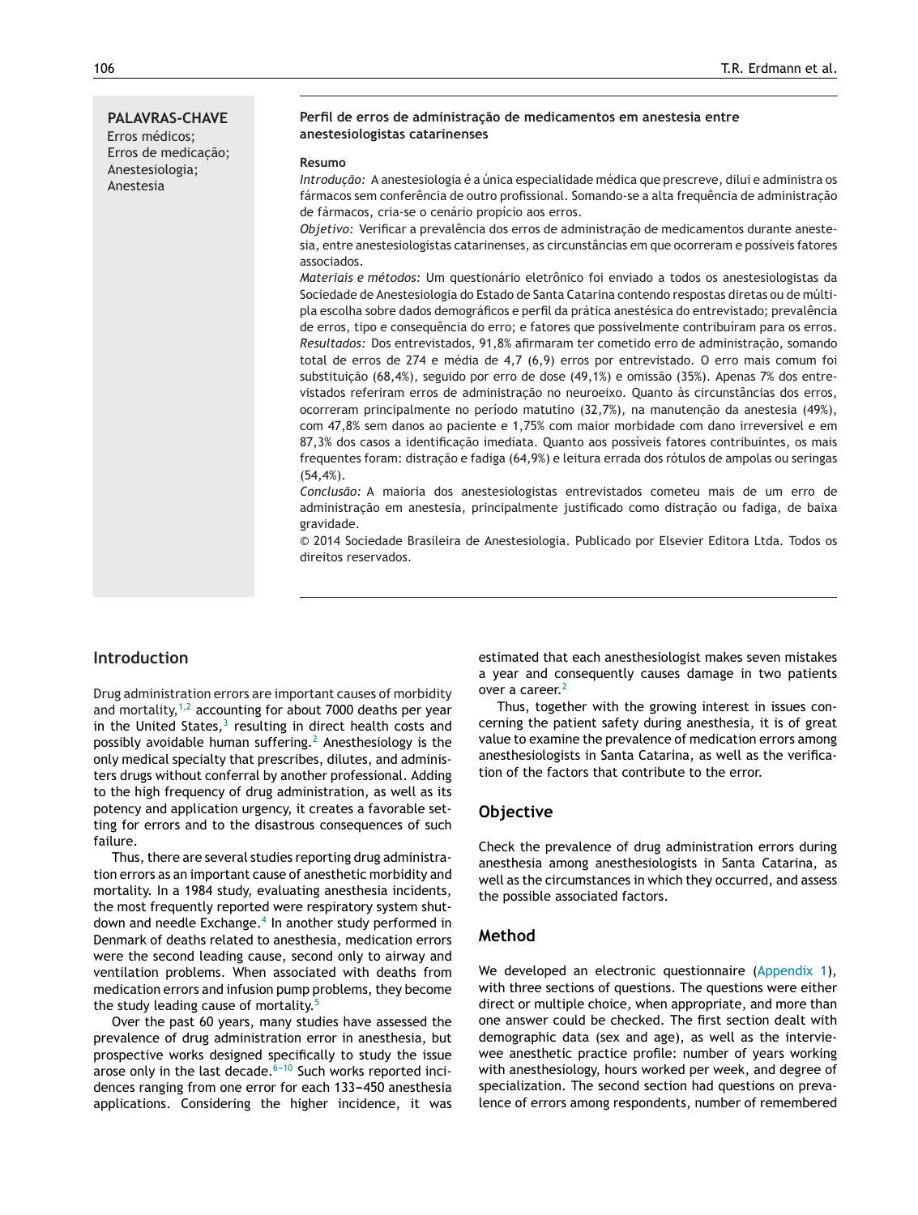**PALAVRAS-CHAVE**
Erros médicos;
Erros de medicação;
Anestesiologia;
Anestesia

**Perfil de erros de administração de medicamentos em anestesia entre anestesiologistas catarinenses**

**Resumo**

*Introdução:* A anestesiologia é a única especialidade médica que prescreve, dilui e administra os fármacos sem conferência de outro profissional. Somando-se a alta frequência de administração de fármacos, cria-se o cenário propício aos erros.

*Objetivo:* Verificar a prevalência dos erros de administração de medicamentos durante anestesia, entre anestesiologistas catarinenses, as circunstâncias em que ocorreram e possíveis fatores associados.

*Materiais e métodos:* Um questionário eletrônico foi enviado a todos os anestesiologistas da Sociedade de Anestesiologia do Estado de Santa Catarina contendo respostas diretas ou de múltipla escolha sobre dados demográficos e perfil da prática anestésica do entrevistado; prevalência de erros, tipo e consequência do erro; e fatores que possivelmente contribuíram para os erros.

*Resultados:* Dos entrevistados, 91,8% afirmaram ter cometido erro de administração, somando total de erros de 274 e média de 4,7 (6,9) erros por entrevistado. O erro mais comum foi substituição (68,4%), seguido por erro de dose (49,1%) e omissão (35%). Apenas 7% dos entrevistados referiram erros de administração no neuroeixo. Quanto às circunstâncias dos erros, ocorreram principalmente no período matutino (32,7%), na manutenção da anestesia (49%), com 47,8% sem danos ao paciente e 1,75% com maior morbidade com dano irreversível e em 87,3% dos casos a identificação imediata. Quanto aos possíveis fatores contribuintes, os mais frequentes foram: distração e fadiga (64,9%) e leitura errada dos rótulos de ampolas ou seringas (54,4%).

*Conclusão:* A maioria dos anestesiologistas entrevistados cometeu mais de um erro de administração em anestesia, principalmente justificado como distração ou fadiga, de baixa gravidade.

© 2014 Sociedade Brasileira de Anestesiologia. Publicado por Elsevier Editora Ltda. Todos os direitos reservados.

## Introduction

Drug administration errors are important causes of morbidity and mortality,[1,2] accounting for about 7000 deaths per year in the United States,[3] resulting in direct health costs and possibly avoidable human suffering.[2] Anesthesiology is the only medical specialty that prescribes, dilutes, and administers drugs without conferral by another professional. Adding to the high frequency of drug administration, as well as its potency and application urgency, it creates a favorable setting for errors and to the disastrous consequences of such failure.

Thus, there are several studies reporting drug administration errors as an important cause of anesthetic morbidity and mortality. In a 1984 study, evaluating anesthesia incidents, the most frequently reported were respiratory system shutdown and needle Exchange.[4] In another study performed in Denmark of deaths related to anesthesia, medication errors were the second leading cause, second only to airway and ventilation problems. When associated with deaths from medication errors and infusion pump problems, they become the study leading cause of mortality.[5]

Over the past 60 years, many studies have assessed the prevalence of drug administration error in anesthesia, but prospective works designed specifically to study the issue arose only in the last decade.[6–10] Such works reported incidences ranging from one error for each 133–450 anesthesia applications. Considering the higher incidence, it was estimated that each anesthesiologist makes seven mistakes a year and consequently causes damage in two patients over a career.[2]

Thus, together with the growing interest in issues concerning the patient safety during anesthesia, it is of great value to examine the prevalence of medication errors among anesthesiologists in Santa Catarina, as well as the verification of the factors that contribute to the error.

## Objective

Check the prevalence of drug administration errors during anesthesia among anesthesiologists in Santa Catarina, as well as the circumstances in which they occurred, and assess the possible associated factors.

## Method

We developed an electronic questionnaire (Appendix 1), with three sections of questions. The questions were either direct or multiple choice, when appropriate, and more than one answer could be checked. The first section dealt with demographic data (sex and age), as well as the interviewee anesthetic practice profile: number of years working with anesthesiology, hours worked per week, and degree of specialization. The second section had questions on prevalence of errors among respondents, number of remembered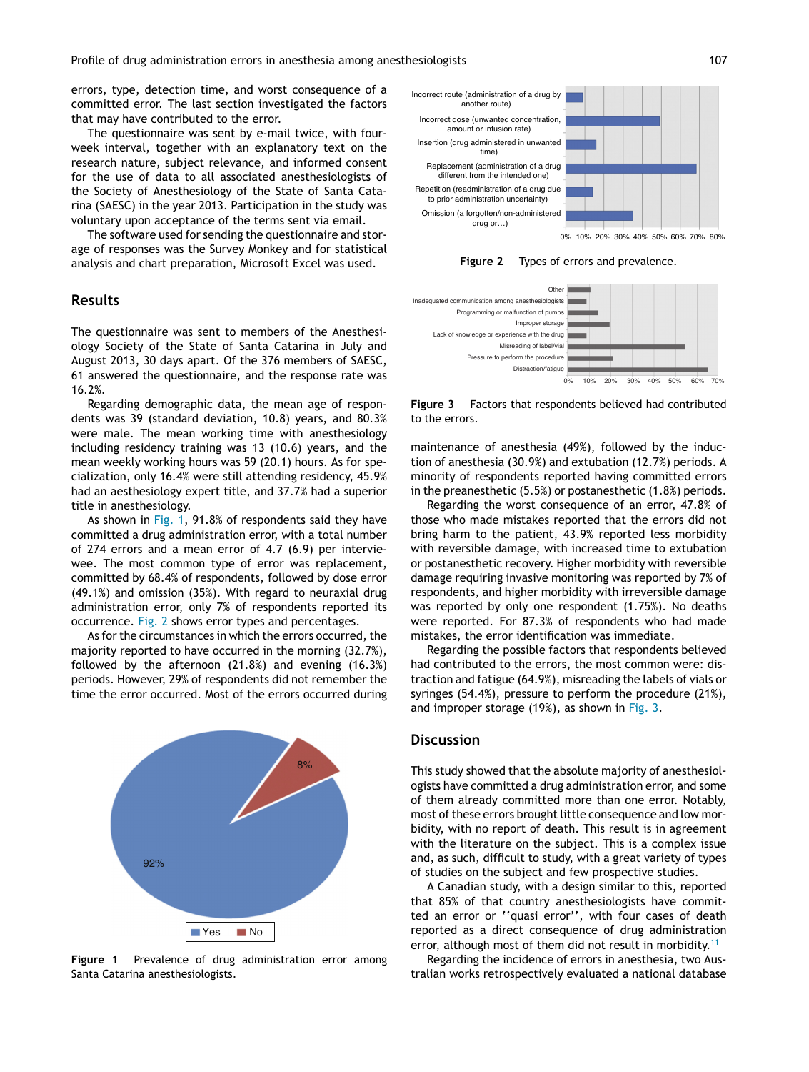errors, type, detection time, and worst consequence of a committed error. The last section investigated the factors that may have contributed to the error.

The questionnaire was sent by e-mail twice, with four-week interval, together with an explanatory text on the research nature, subject relevance, and informed consent for the use of data to all associated anesthesiologists of the Society of Anesthesiology of the State of Santa Catarina (SAESC) in the year 2013. Participation in the study was voluntary upon acceptance of the terms sent via email.

The software used for sending the questionnaire and storage of responses was the Survey Monkey and for statistical analysis and chart preparation, Microsoft Excel was used.

## Results

The questionnaire was sent to members of the Anesthesiology Society of the State of Santa Catarina in July and August 2013, 30 days apart. Of the 376 members of SAESC, 61 answered the questionnaire, and the response rate was 16.2%.

Regarding demographic data, the mean age of respondents was 39 (standard deviation, 10.8) years, and 80.3% were male. The mean working time with anesthesiology including residency training was 13 (10.6) years, and the mean weekly working hours was 59 (20.1) hours. As for specialization, only 16.4% were still attending residency, 45.9% had an aesthesiology expert title, and 37.7% had a superior title in anesthesiology.

As shown in Fig. 1, 91.8% of respondents said they have committed a drug administration error, with a total number of 274 errors and a mean error of 4.7 (6.9) per interviewee. The most common type of error was replacement, committed by 68.4% of respondents, followed by dose error (49.1%) and omission (35%). With regard to neuraxial drug administration error, only 7% of respondents reported its occurrence. Fig. 2 shows error types and percentages.

As for the circumstances in which the errors occurred, the majority reported to have occurred in the morning (32.7%), followed by the afternoon (21.8%) and evening (16.3%) periods. However, 29% of respondents did not remember the time the error occurred. Most of the errors occurred during maintenance of anesthesia (49%), followed by the induction of anesthesia (30.9%) and extubation (12.7%) periods. A minority of respondents reported having committed errors in the preanesthetic (5.5%) or postanesthetic (1.8%) periods.

Figure 1 Prevalence of drug administration error among Santa Catarina anesthesiologists.

Figure 2 Types of errors and prevalence.

Figure 3 Factors that respondents believed had contributed to the errors.

Regarding the worst consequence of an error, 47.8% of those who made mistakes reported that the errors did not bring harm to the patient, 43.9% reported less morbidity with reversible damage, with increased time to extubation or postanesthetic recovery. Higher morbidity with reversible damage requiring invasive monitoring was reported by 7% of respondents, and higher morbidity with irreversible damage was reported by only one respondent (1.75%). No deaths were reported. For 87.3% of respondents who had made mistakes, the error identification was immediate.

Regarding the possible factors that respondents believed had contributed to the errors, the most common were: distraction and fatigue (64.9%), misreading the labels of vials or syringes (54.4%), pressure to perform the procedure (21%), and improper storage (19%), as shown in Fig. 3.

## Discussion

This study showed that the absolute majority of anesthesiologists have committed a drug administration error, and some of them already committed more than one error. Notably, most of these errors brought little consequence and low morbidity, with no report of death. This result is in agreement with the literature on the subject. This is a complex issue and, as such, difficult to study, with a great variety of types of studies on the subject and few prospective studies.

A Canadian study, with a design similar to this, reported that 85% of that country anesthesiologists have committed an error or ''quasi error'', with four cases of death reported as a direct consequence of drug administration error, although most of them did not result in morbidity.[11]

Regarding the incidence of errors in anesthesia, two Australian works retrospectively evaluated a national database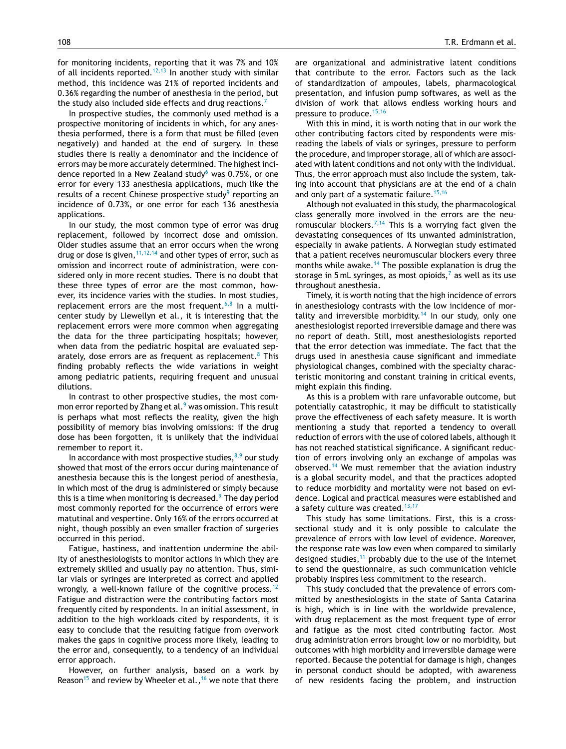for monitoring incidents, reporting that it was 7% and 10% of all incidents reported.[12,13] In another study with similar method, this incidence was 21% of reported incidents and 0.36% regarding the number of anesthesia in the period, but the study also included side effects and drug reactions.[7]

In prospective studies, the commonly used method is a prospective monitoring of incidents in which, for any anesthesia performed, there is a form that must be filled (even negatively) and handed at the end of surgery. In these studies there is really a denominator and the incidence of errors may be more accurately determined. The highest incidence reported in a New Zealand study[6] was 0.75%, or one error for every 133 anesthesia applications, much like the results of a recent Chinese prospective study[9] reporting an incidence of 0.73%, or one error for each 136 anesthesia applications.

In our study, the most common type of error was drug replacement, followed by incorrect dose and omission. Older studies assume that an error occurs when the wrong drug or dose is given,[11,12,14] and other types of error, such as omission and incorrect route of administration, were considered only in more recent studies. There is no doubt that these three types of error are the most common, however, its incidence varies with the studies. In most studies, replacement errors are the most frequent.[6,8] In a multicenter study by Llewellyn et al., it is interesting that the replacement errors were more common when aggregating the data for the three participating hospitals; however, when data from the pediatric hospital are evaluated separately, dose errors are as frequent as replacement.[8] This finding probably reflects the wide variations in weight among pediatric patients, requiring frequent and unusual dilutions.

In contrast to other prospective studies, the most common error reported by Zhang et al.[9] was omission. This result is perhaps what most reflects the reality, given the high possibility of memory bias involving omissions: if the drug dose has been forgotten, it is unlikely that the individual remember to report it.

In accordance with most prospective studies,[8,9] our study showed that most of the errors occur during maintenance of anesthesia because this is the longest period of anesthesia, in which most of the drug is administered or simply because this is a time when monitoring is decreased.[9] The day period most commonly reported for the occurrence of errors were matutinal and vespertine. Only 16% of the errors occurred at night, though possibly an even smaller fraction of surgeries occurred in this period.

Fatigue, hastiness, and inattention undermine the ability of anesthesiologists to monitor actions in which they are extremely skilled and usually pay no attention. Thus, similar vials or syringes are interpreted as correct and applied wrongly, a well-known failure of the cognitive process.[12] Fatigue and distraction were the contributing factors most frequently cited by respondents. In an initial assessment, in addition to the high workloads cited by respondents, it is easy to conclude that the resulting fatigue from overwork makes the gaps in cognitive process more likely, leading to the error and, consequently, to a tendency of an individual error approach.

However, on further analysis, based on a work by Reason[15] and review by Wheeler et al.,[16] we note that there are organizational and administrative latent conditions that contribute to the error. Factors such as the lack of standardization of ampoules, labels, pharmacological presentation, and infusion pump softwares, as well as the division of work that allows endless working hours and pressure to produce.[15,16]

With this in mind, it is worth noting that in our work the other contributing factors cited by respondents were misreading the labels of vials or syringes, pressure to perform the procedure, and improper storage, all of which are associated with latent conditions and not only with the individual. Thus, the error approach must also include the system, taking into account that physicians are at the end of a chain and only part of a systematic failure.[15,16]

Although not evaluated in this study, the pharmacological class generally more involved in the errors are the neuromuscular blockers.[7,14] This is a worrying fact given the devastating consequences of its unwanted administration, especially in awake patients. A Norwegian study estimated that a patient receives neuromuscular blockers every three months while awake.[14] The possible explanation is drug the storage in 5 mL syringes, as most opioids,[7] as well as its use throughout anesthesia.

Timely, it is worth noting that the high incidence of errors in anesthesiology contrasts with the low incidence of mortality and irreversible morbidity.[14] In our study, only one anesthesiologist reported irreversible damage and there was no report of death. Still, most anesthesiologists reported that the error detection was immediate. The fact that the drugs used in anesthesia cause significant and immediate physiological changes, combined with the specialty characteristic monitoring and constant training in critical events, might explain this finding.

As this is a problem with rare unfavorable outcome, but potentially catastrophic, it may be difficult to statistically prove the effectiveness of each safety measure. It is worth mentioning a study that reported a tendency to overall reduction of errors with the use of colored labels, although it has not reached statistical significance. A significant reduction of errors involving only an exchange of ampolas was observed.[14] We must remember that the aviation industry is a global security model, and that the practices adopted to reduce morbidity and mortality were not based on evidence. Logical and practical measures were established and a safety culture was created.[13,17]

This study has some limitations. First, this is a cross-sectional study and it is only possible to calculate the prevalence of errors with low level of evidence. Moreover, the response rate was low even when compared to similarly designed studies,[11] probably due to the use of the internet to send the questionnaire, as such communication vehicle probably inspires less commitment to the research.

This study concluded that the prevalence of errors committed by anesthesiologists in the state of Santa Catarina is high, which is in line with the worldwide prevalence, with drug replacement as the most frequent type of error and fatigue as the most cited contributing factor. Most drug administration errors brought low or no morbidity, but outcomes with high morbidity and irreversible damage were reported. Because the potential for damage is high, changes in personal conduct should be adopted, with awareness of new residents facing the problem, and instruction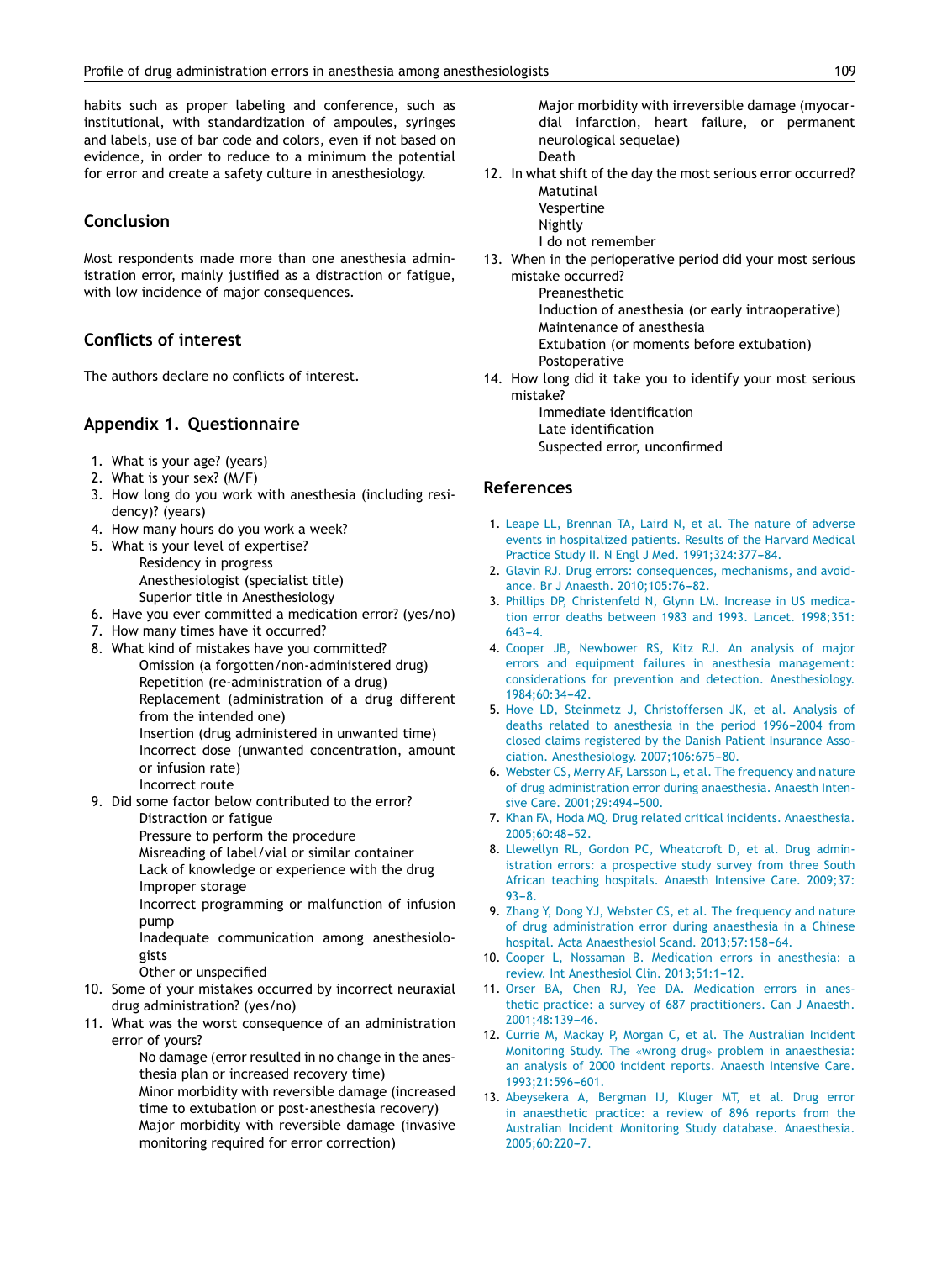habits such as proper labeling and conference, such as institutional, with standardization of ampoules, syringes and labels, use of bar code and colors, even if not based on evidence, in order to reduce to a minimum the potential for error and create a safety culture in anesthesiology.

## Conclusion

Most respondents made more than one anesthesia administration error, mainly justified as a distraction or fatigue, with low incidence of major consequences.

## Conflicts of interest

The authors declare no conflicts of interest.

## Appendix 1. Questionnaire

1. What is your age? (years)
2. What is your sex? (M/F)
3. How long do you work with anesthesia (including residency)? (years)
4. How many hours do you work a week?
5. What is your level of expertise?
   - Residency in progress
   - Anesthesiologist (specialist title)
   - Superior title in Anesthesiology
6. Have you ever committed a medication error? (yes/no)
7. How many times have it occurred?
8. What kind of mistakes have you committed?
   - Omission (a forgotten/non-administered drug)
   - Repetition (re-administration of a drug)
   - Replacement (administration of a drug different from the intended one)
   - Insertion (drug administered in unwanted time)
   - Incorrect dose (unwanted concentration, amount or infusion rate)
   - Incorrect route
9. Did some factor below contributed to the error?
   - Distraction or fatigue
   - Pressure to perform the procedure
   - Misreading of label/vial or similar container
   - Lack of knowledge or experience with the drug
   - Improper storage
   - Incorrect programming or malfunction of infusion pump
   - Inadequate communication among anesthesiologists
   - Other or unspecified
10. Some of your mistakes occurred by incorrect neuraxial drug administration? (yes/no)
11. What was the worst consequence of an administration error of yours?
    - No damage (error resulted in no change in the anesthesia plan or increased recovery time)
    - Minor morbidity with reversible damage (increased time to extubation or post-anesthesia recovery)
    - Major morbidity with reversible damage (invasive monitoring required for error correction)
    - Major morbidity with irreversible damage (myocardial infarction, heart failure, or permanent neurological sequelae)
    - Death
12. In what shift of the day the most serious error occurred?
    - Matutinal
    - Vespertine
    - Nightly
    - I do not remember
13. When in the perioperative period did your most serious mistake occurred?
    - Preanesthetic
    - Induction of anesthesia (or early intraoperative)
    - Maintenance of anesthesia
    - Extubation (or moments before extubation)
    - Postoperative
14. How long did it take you to identify your most serious mistake?
    - Immediate identification
    - Late identification
    - Suspected error, unconfirmed

## References

1. Leape LL, Brennan TA, Laird N, et al. The nature of adverse events in hospitalized patients. Results of the Harvard Medical Practice Study II. N Engl J Med. 1991;324:377–84.
2. Glavin RJ. Drug errors: consequences, mechanisms, and avoidance. Br J Anaesth. 2010;105:76–82.
3. Phillips DP, Christenfeld N, Glynn LM. Increase in US medication error deaths between 1983 and 1993. Lancet. 1998;351:643–4.
4. Cooper JB, Newbower RS, Kitz RJ. An analysis of major errors and equipment failures in anesthesia management: considerations for prevention and detection. Anesthesiology. 1984;60:34–42.
5. Hove LD, Steinmetz J, Christoffersen JK, et al. Analysis of deaths related to anesthesia in the period 1996–2004 from closed claims registered by the Danish Patient Insurance Association. Anesthesiology. 2007;106:675–80.
6. Webster CS, Merry AF, Larsson L, et al. The frequency and nature of drug administration error during anaesthesia. Anaesth Intensive Care. 2001;29:494–500.
7. Khan FA, Hoda MQ. Drug related critical incidents. Anaesthesia. 2005;60:48–52.
8. Llewellyn RL, Gordon PC, Wheatcroft D, et al. Drug administration errors: a prospective study survey from three South African teaching hospitals. Anaesth Intensive Care. 2009;37:93–8.
9. Zhang Y, Dong YJ, Webster CS, et al. The frequency and nature of drug administration error during anaesthesia in a Chinese hospital. Acta Anaesthesiol Scand. 2013;57:158–64.
10. Cooper L, Nossaman B. Medication errors in anesthesia: a review. Int Anesthesiol Clin. 2013;51:1–12.
11. Orser BA, Chen RJ, Yee DA. Medication errors in anesthetic practice: a survey of 687 practitioners. Can J Anaesth. 2001;48:139–46.
12. Currie M, Mackay P, Morgan C, et al. The Australian Incident Monitoring Study. The «wrong drug» problem in anaesthesia: an analysis of 2000 incident reports. Anaesth Intensive Care. 1993;21:596–601.
13. Abeysekera A, Bergman IJ, Kluger MT, et al. Drug error in anaesthetic practice: a review of 896 reports from the Australian Incident Monitoring Study database. Anaesthesia. 2005;60:220–7.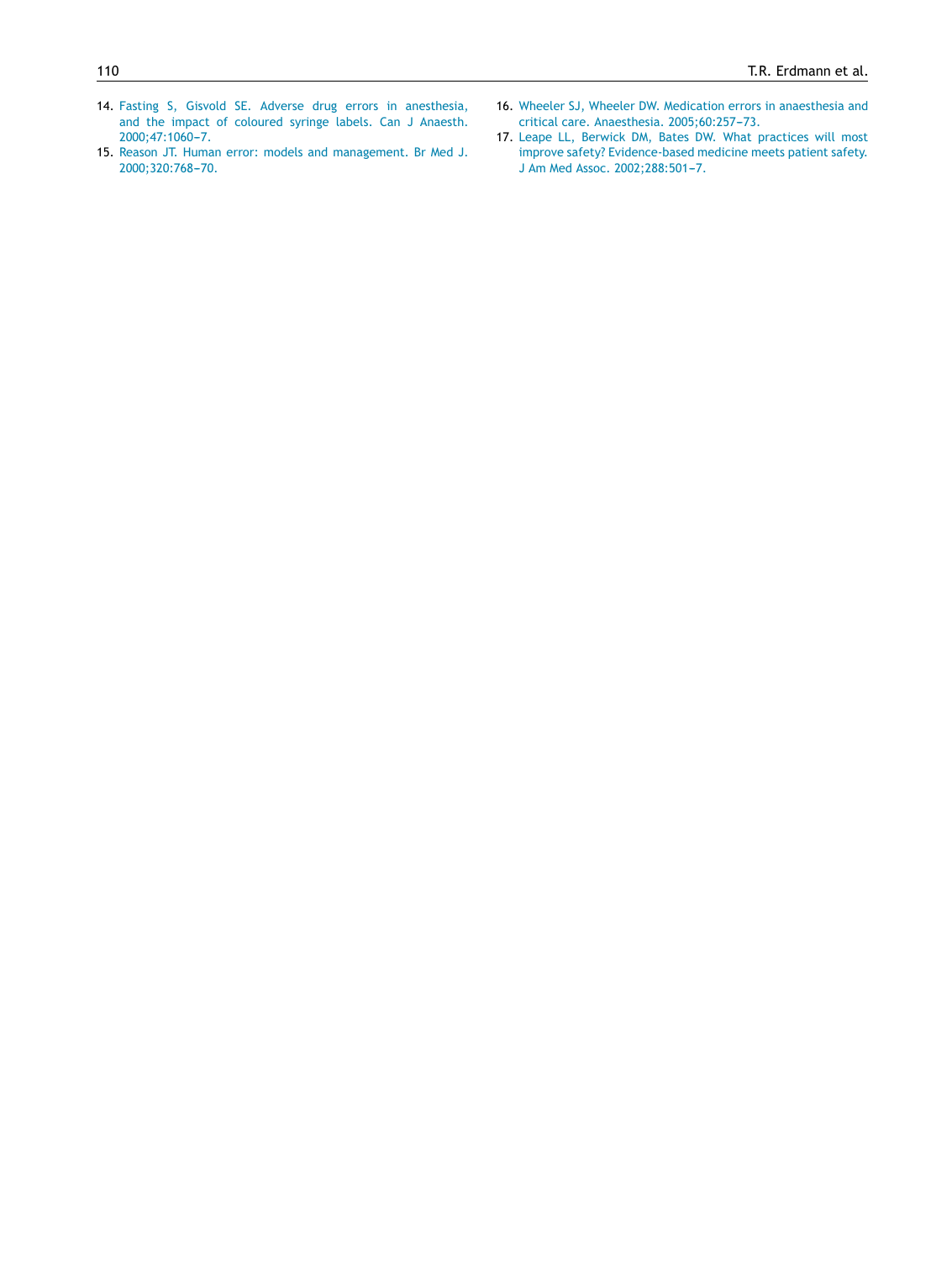14. Fasting S, Gisvold SE. Adverse drug errors in anesthesia, and the impact of coloured syringe labels. Can J Anaesth. 2000;47:1060–7.
15. Reason JT. Human error: models and management. Br Med J. 2000;320:768–70.
16. Wheeler SJ, Wheeler DW. Medication errors in anaesthesia and critical care. Anaesthesia. 2005;60:257–73.
17. Leape LL, Berwick DM, Bates DW. What practices will most improve safety? Evidence-based medicine meets patient safety. J Am Med Assoc. 2002;288:501–7.